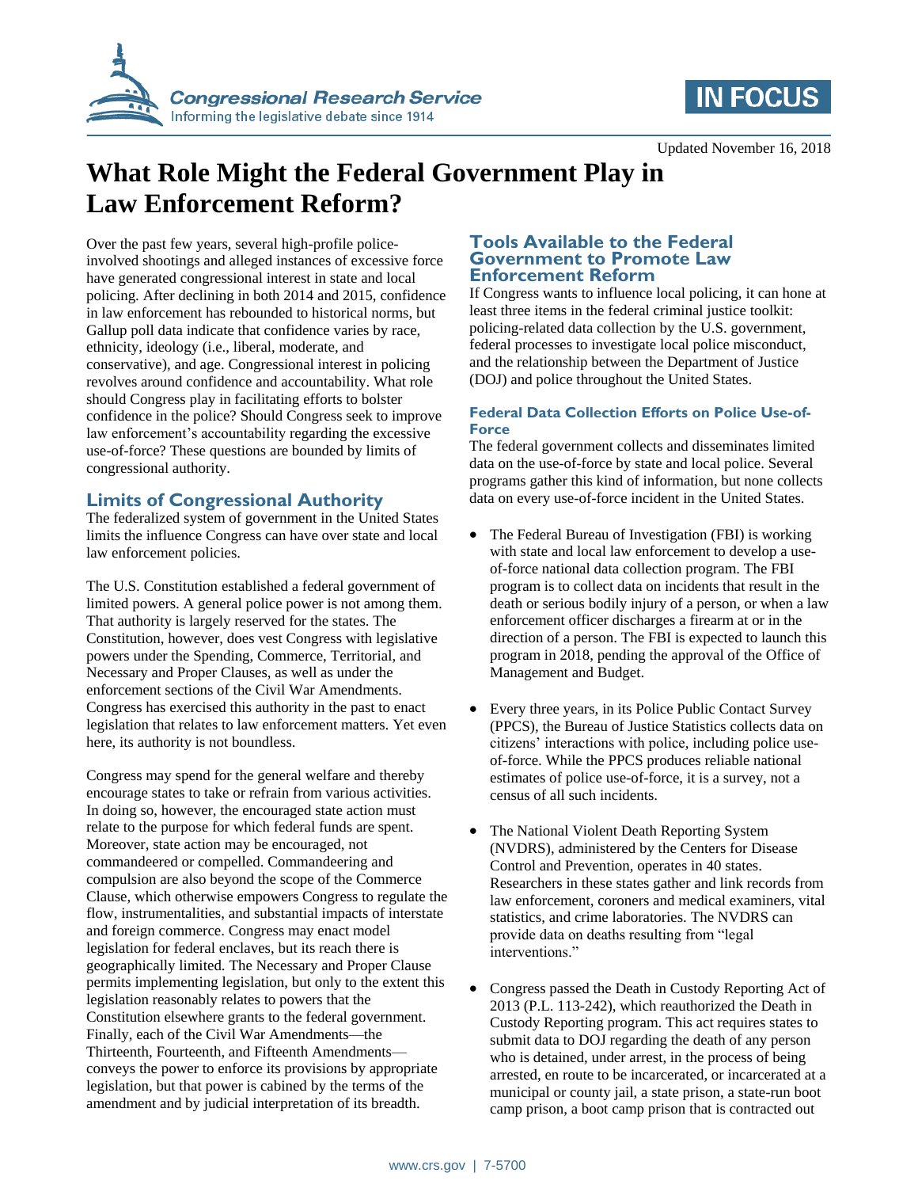Updated November 16, 2018

# What Role Might the Federal Government Play in Law Enforcement Reform?

Over the past few years, several high-profile police-involved shootings and alleged instances of excessive force have generated congressional interest in state and local policing. After declining in both 2014 and 2015, confidence in law enforcement has rebounded to historical norms, but Gallup poll data indicate that confidence varies by race, ethnicity, ideology (i.e., liberal, moderate, and conservative), and age. Congressional interest in policing revolves around confidence and accountability. What role should Congress play in facilitating efforts to bolster confidence in the police? Should Congress seek to improve law enforcement's accountability regarding the excessive use-of-force? These questions are bounded by limits of congressional authority.

## Limits of Congressional Authority

The federalized system of government in the United States limits the influence Congress can have over state and local law enforcement policies.

The U.S. Constitution established a federal government of limited powers. A general police power is not among them. That authority is largely reserved for the states. The Constitution, however, does vest Congress with legislative powers under the Spending, Commerce, Territorial, and Necessary and Proper Clauses, as well as under the enforcement sections of the Civil War Amendments. Congress has exercised this authority in the past to enact legislation that relates to law enforcement matters. Yet even here, its authority is not boundless.

Congress may spend for the general welfare and thereby encourage states to take or refrain from various activities. In doing so, however, the encouraged state action must relate to the purpose for which federal funds are spent. Moreover, state action may be encouraged, not commandeered or compelled. Commandeering and compulsion are also beyond the scope of the Commerce Clause, which otherwise empowers Congress to regulate the flow, instrumentalities, and substantial impacts of interstate and foreign commerce. Congress may enact model legislation for federal enclaves, but its reach there is geographically limited. The Necessary and Proper Clause permits implementing legislation, but only to the extent this legislation reasonably relates to powers that the Constitution elsewhere grants to the federal government. Finally, each of the Civil War Amendments—the Thirteenth, Fourteenth, and Fifteenth Amendments—conveys the power to enforce its provisions by appropriate legislation, but that power is cabined by the terms of the amendment and by judicial interpretation of its breadth.

## Tools Available to the Federal Government to Promote Law Enforcement Reform

If Congress wants to influence local policing, it can hone at least three items in the federal criminal justice toolkit: policing-related data collection by the U.S. government, federal processes to investigate local police misconduct, and the relationship between the Department of Justice (DOJ) and police throughout the United States.

### Federal Data Collection Efforts on Police Use-of-Force

The federal government collects and disseminates limited data on the use-of-force by state and local police. Several programs gather this kind of information, but none collects data on every use-of-force incident in the United States.

- The Federal Bureau of Investigation (FBI) is working with state and local law enforcement to develop a use-of-force national data collection program. The FBI program is to collect data on incidents that result in the death or serious bodily injury of a person, or when a law enforcement officer discharges a firearm at or in the direction of a person. The FBI is expected to launch this program in 2018, pending the approval of the Office of Management and Budget.

- Every three years, in its Police Public Contact Survey (PPCS), the Bureau of Justice Statistics collects data on citizens' interactions with police, including police use-of-force. While the PPCS produces reliable national estimates of police use-of-force, it is a survey, not a census of all such incidents.

- The National Violent Death Reporting System (NVDRS), administered by the Centers for Disease Control and Prevention, operates in 40 states. Researchers in these states gather and link records from law enforcement, coroners and medical examiners, vital statistics, and crime laboratories. The NVDRS can provide data on deaths resulting from "legal interventions."

- Congress passed the Death in Custody Reporting Act of 2013 (P.L. 113-242), which reauthorized the Death in Custody Reporting program. This act requires states to submit data to DOJ regarding the death of any person who is detained, under arrest, in the process of being arrested, en route to be incarcerated, or incarcerated at a municipal or county jail, a state prison, a state-run boot camp prison, a boot camp prison that is contracted out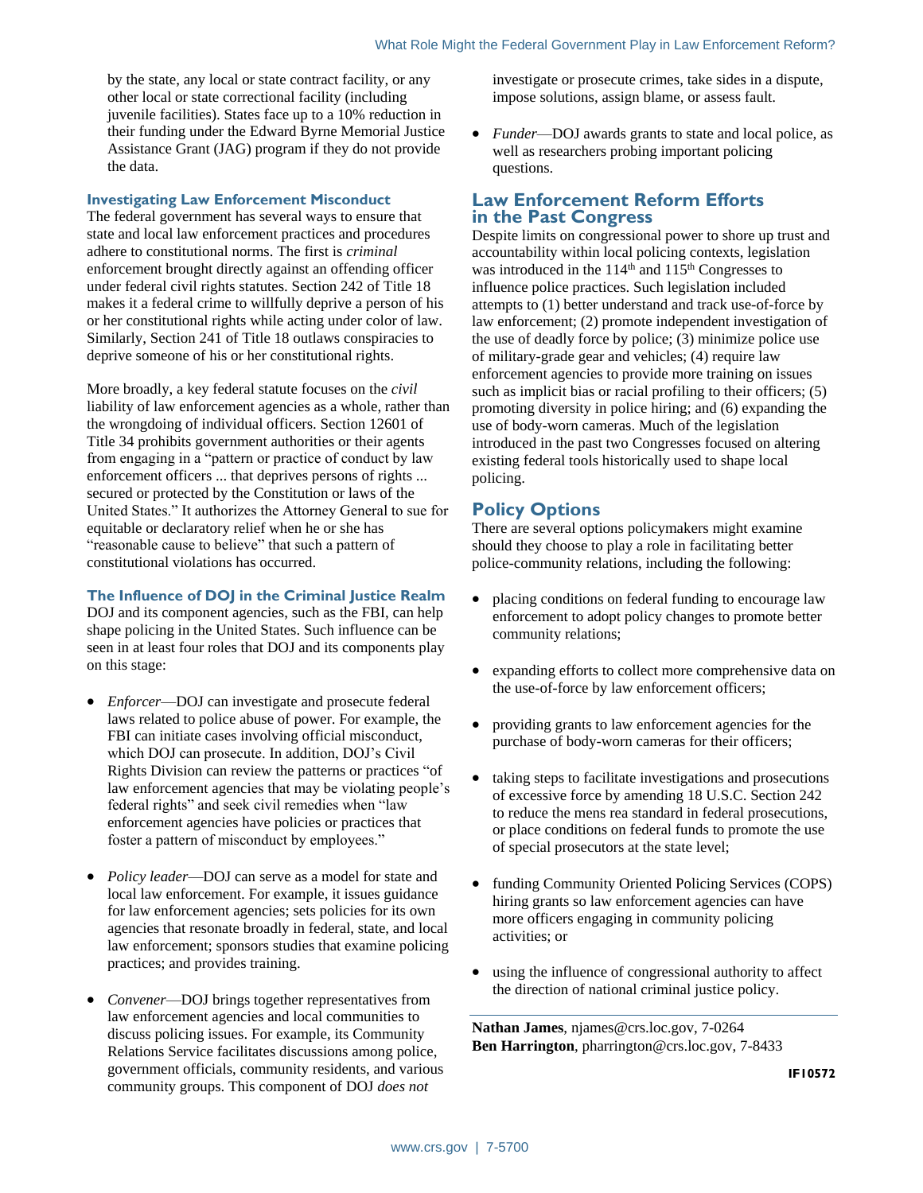by the state, any local or state contract facility, or any other local or state correctional facility (including juvenile facilities). States face up to a 10% reduction in their funding under the Edward Byrne Memorial Justice Assistance Grant (JAG) program if they do not provide the data.

### Investigating Law Enforcement Misconduct

The federal government has several ways to ensure that state and local law enforcement practices and procedures adhere to constitutional norms. The first is *criminal* enforcement brought directly against an offending officer under federal civil rights statutes. Section 242 of Title 18 makes it a federal crime to willfully deprive a person of his or her constitutional rights while acting under color of law. Similarly, Section 241 of Title 18 outlaws conspiracies to deprive someone of his or her constitutional rights.

More broadly, a key federal statute focuses on the *civil* liability of law enforcement agencies as a whole, rather than the wrongdoing of individual officers. Section 12601 of Title 34 prohibits government authorities or their agents from engaging in a "pattern or practice of conduct by law enforcement officers ... that deprives persons of rights ... secured or protected by the Constitution or laws of the United States." It authorizes the Attorney General to sue for equitable or declaratory relief when he or she has "reasonable cause to believe" that such a pattern of constitutional violations has occurred.

### The Influence of DOJ in the Criminal Justice Realm

DOJ and its component agencies, such as the FBI, can help shape policing in the United States. Such influence can be seen in at least four roles that DOJ and its components play on this stage:

- *Enforcer*—DOJ can investigate and prosecute federal laws related to police abuse of power. For example, the FBI can initiate cases involving official misconduct, which DOJ can prosecute. In addition, DOJ's Civil Rights Division can review the patterns or practices "of law enforcement agencies that may be violating people's federal rights" and seek civil remedies when "law enforcement agencies have policies or practices that foster a pattern of misconduct by employees."
- *Policy leader*—DOJ can serve as a model for state and local law enforcement. For example, it issues guidance for law enforcement agencies; sets policies for its own agencies that resonate broadly in federal, state, and local law enforcement; sponsors studies that examine policing practices; and provides training.
- *Convener*—DOJ brings together representatives from law enforcement agencies and local communities to discuss policing issues. For example, its Community Relations Service facilitates discussions among police, government officials, community residents, and various community groups. This component of DOJ *does not* investigate or prosecute crimes, take sides in a dispute, impose solutions, assign blame, or assess fault.
- *Funder*—DOJ awards grants to state and local police, as well as researchers probing important policing questions.

## Law Enforcement Reform Efforts in the Past Congress

Despite limits on congressional power to shore up trust and accountability within local policing contexts, legislation was introduced in the 114th and 115th Congresses to influence police practices. Such legislation included attempts to (1) better understand and track use-of-force by law enforcement; (2) promote independent investigation of the use of deadly force by police; (3) minimize police use of military-grade gear and vehicles; (4) require law enforcement agencies to provide more training on issues such as implicit bias or racial profiling to their officers; (5) promoting diversity in police hiring; and (6) expanding the use of body-worn cameras. Much of the legislation introduced in the past two Congresses focused on altering existing federal tools historically used to shape local policing.

## Policy Options

There are several options policymakers might examine should they choose to play a role in facilitating better police-community relations, including the following:

- placing conditions on federal funding to encourage law enforcement to adopt policy changes to promote better community relations;
- expanding efforts to collect more comprehensive data on the use-of-force by law enforcement officers;
- providing grants to law enforcement agencies for the purchase of body-worn cameras for their officers;
- taking steps to facilitate investigations and prosecutions of excessive force by amending 18 U.S.C. Section 242 to reduce the mens rea standard in federal prosecutions, or place conditions on federal funds to promote the use of special prosecutors at the state level;
- funding Community Oriented Policing Services (COPS) hiring grants so law enforcement agencies can have more officers engaging in community policing activities; or
- using the influence of congressional authority to affect the direction of national criminal justice policy.

**Nathan James**, njames@crs.loc.gov, 7-0264
**Ben Harrington**, pharrington@crs.loc.gov, 7-8433

IF10572